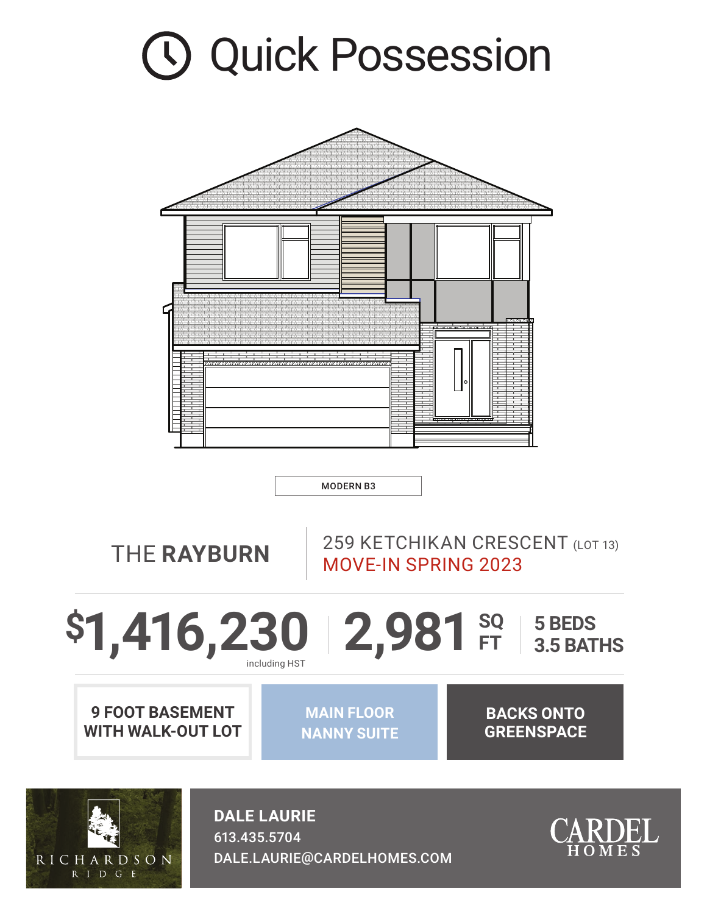# Quick Possession

MODERN B3

## THE **RAYBURN**

259 KETCHIKAN CRESCENT (LOT 13)
MOVE-IN SPRING 2023

**$1,416,230** including HST | **2,981** SQ FT | **5 BEDS** **3.5 BATHS**

**9 FOOT BASEMENT WITH WALK-OUT LOT**

**MAIN FLOOR NANNY SUITE**

**BACKS ONTO GREENSPACE**

RICHARDSON RIDGE

**DALE LAURIE**
**613.435.5704**
**DALE.LAURIE@CARDELHOMES.COM**

CARDEL HOMES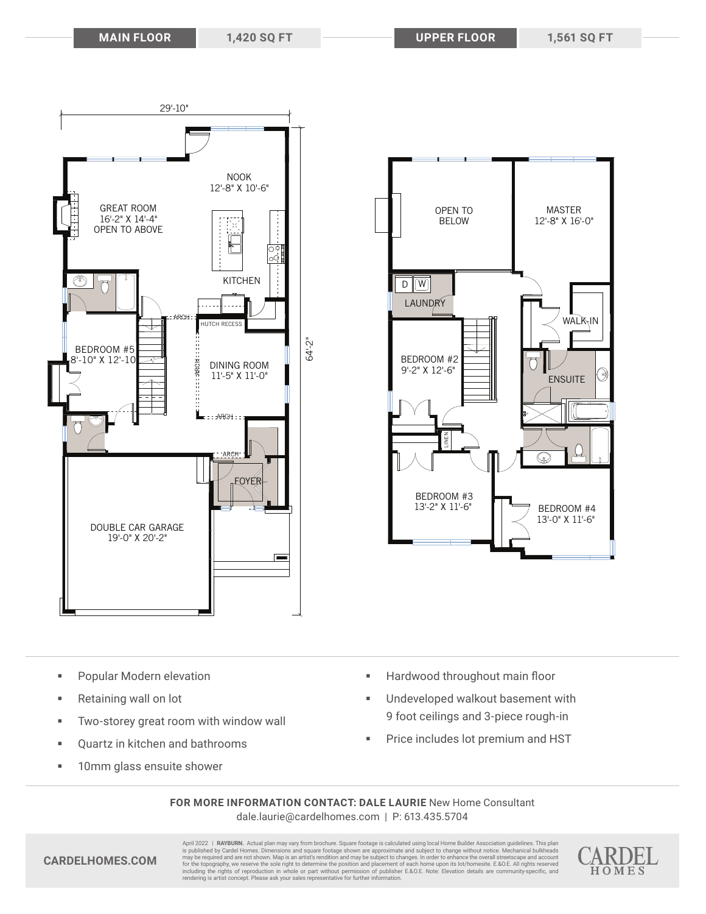| MAIN FLOOR | 1,420 SQ FT | UPPER FLOOR | 1,561 SQ FT |
|---|---|---|---|

29'-10"

64'-2"

NOOK
12'-8" X 10'-6"

GREAT ROOM
16'-2" X 14'-4"
OPEN TO ABOVE

KITCHEN

ARCH

HUTCH RECESS

BEDROOM #5
8'-10" X 12'-10

DINING ROOM
11'-5" X 11'-0"

ARCH

ARCH

ARCH

FOYER

DOUBLE CAR GARAGE
19'-0" X 20'-2"

OPEN TO
BELOW

MASTER
12'-8" X 16'-0"

D W

LAUNDRY

WALK-IN

BEDROOM #2
9'-2" X 12'-6"

ENSUITE

LINEN

BEDROOM #3
13'-2" X 11'-6"

BEDROOM #4
13'-0" X 11'-6"

- Popular Modern elevation
- Retaining wall on lot
- Two-storey great room with window wall
- Quartz in kitchen and bathrooms
- 10mm glass ensuite shower
- Hardwood throughout main floor
- Undeveloped walkout basement with 9 foot ceilings and 3-piece rough-in
- Price includes lot premium and HST

**FOR MORE INFORMATION CONTACT: DALE LAURIE** New Home Consultant
dale.laurie@cardelhomes.com | P: 613.435.5704

**CARDELHOMES.COM**

April 2022 | **RAYBURN.** Actual plan may vary from brochure. Square footage is calculated using local Home Builder Association guidelines. This plan is published by Cardel Homes. Dimensions and square footage shown are approximate and subject to change without notice. Mechanical bulkheads may be required and are not shown. Map is an artist's rendition and may be subject to changes. In order to enhance the overall streetscape and account for the topography, we reserve the sole right to determine the position and placement of each home upon its lot/homesite. E.&O.E. All rights reserved including the rights of reproduction in whole or part without permission of publisher E.&O.E. Note: Elevation details are community-specific, and rendering is artist concept. Please ask your sales representative for further information.

CARDEL HOMES